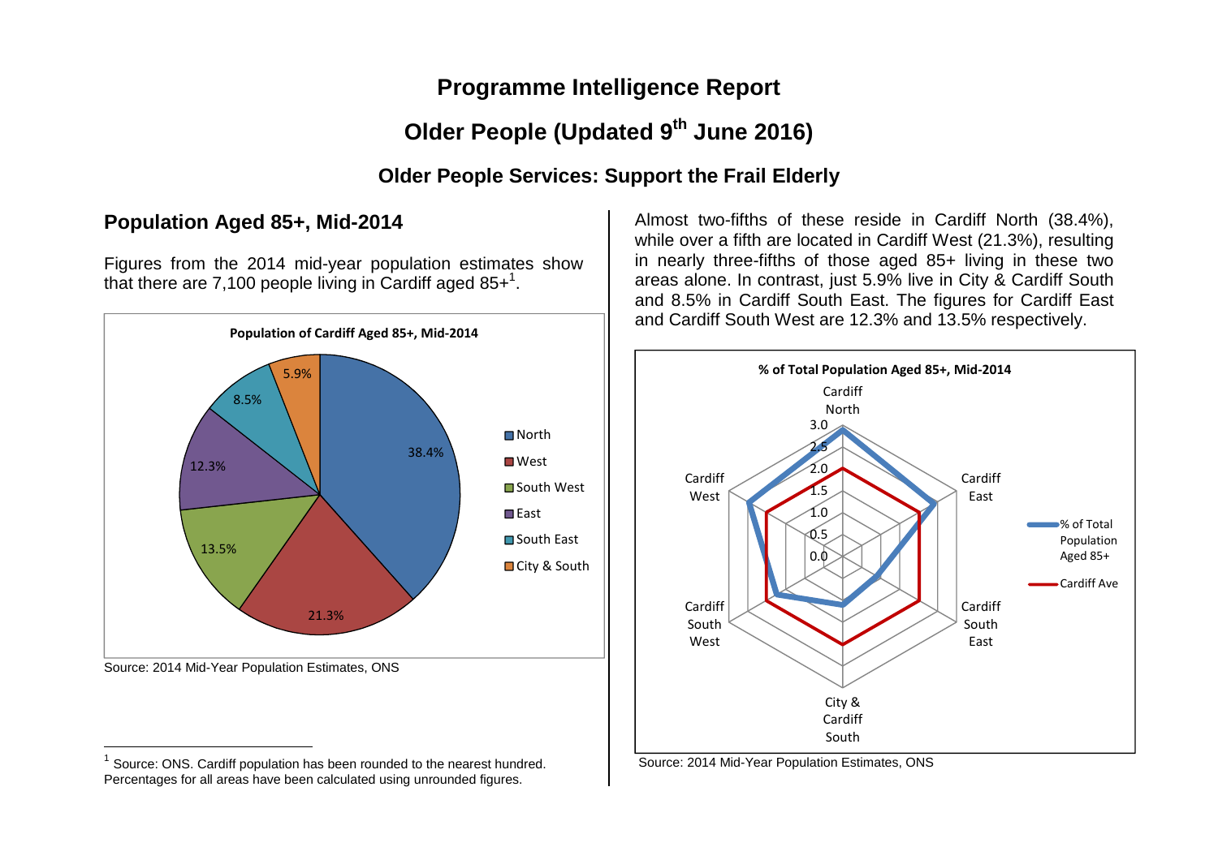# Programme Intelligence Report

# Older People (Updated 9th June 2016)

## Older People Services: Support the Frail Elderly

### Population Aged 85+, Mid-2014

Figures from the 2014 mid-year population estimates show that there are 7,100 people living in Cardiff aged 85+[1].

**Population of Cardiff Aged 85+, Mid-2014**

| Area | % |
|---|---|
| North | 38.4% |
| West | 21.3% |
| South West | 13.5% |
| East | 12.3% |
| South East | 8.5% |
| City & South | 5.9% |

Source: 2014 Mid-Year Population Estimates, ONS

Almost two-fifths of these reside in Cardiff North (38.4%), while over a fifth are located in Cardiff West (21.3%), resulting in nearly three-fifths of those aged 85+ living in these two areas alone. In contrast, just 5.9% live in City & Cardiff South and 8.5% in Cardiff South East. The figures for Cardiff East and Cardiff South West are 12.3% and 13.5% respectively.

**% of Total Population Aged 85+, Mid-2014**

Source: 2014 Mid-Year Population Estimates, ONS

[1] Source: ONS. Cardiff population has been rounded to the nearest hundred. Percentages for all areas have been calculated using unrounded figures.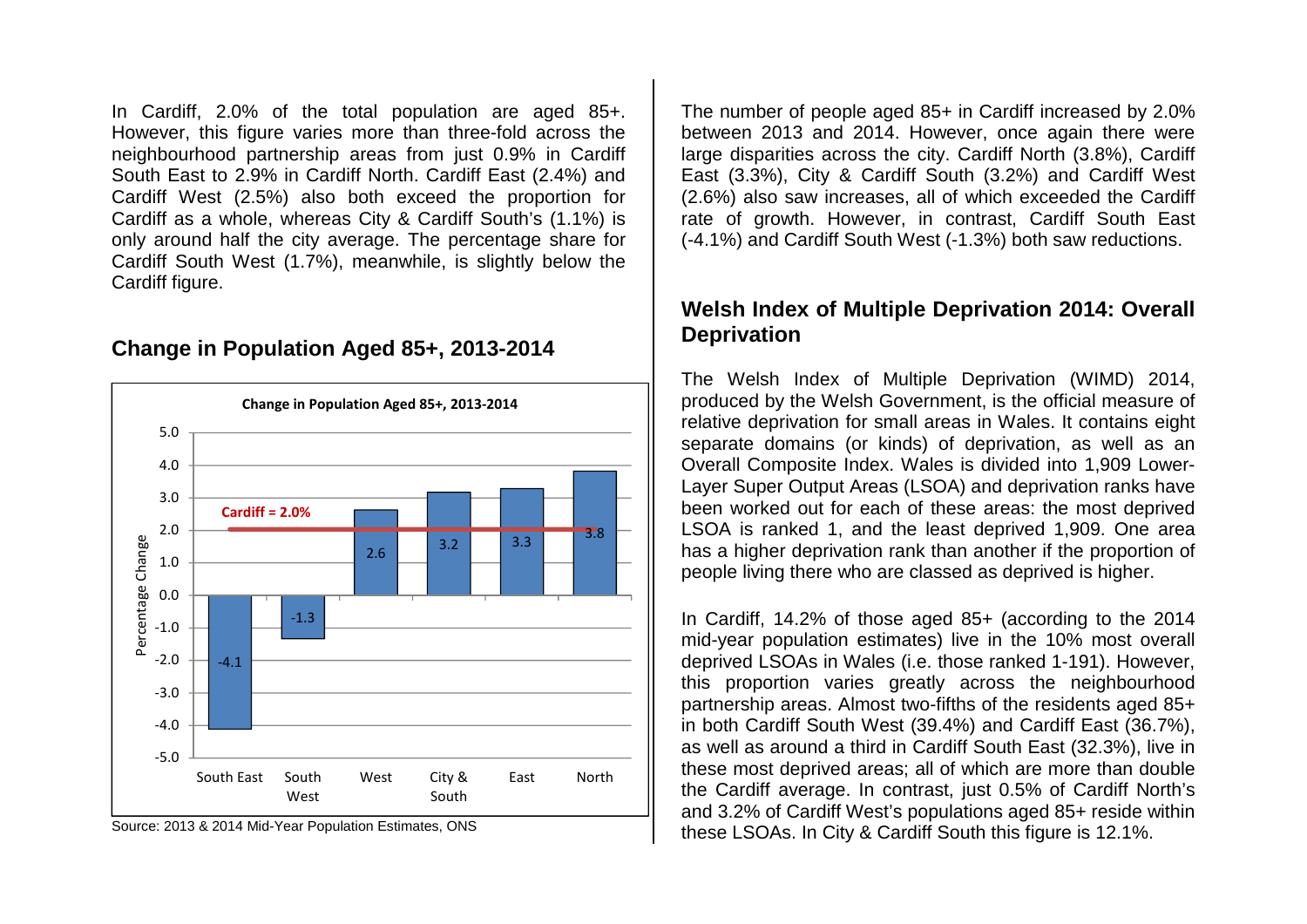In Cardiff, 2.0% of the total population are aged 85+. However, this figure varies more than three-fold across the neighbourhood partnership areas from just 0.9% in Cardiff South East to 2.9% in Cardiff North. Cardiff East (2.4%) and Cardiff West (2.5%) also both exceed the proportion for Cardiff as a whole, whereas City & Cardiff South's (1.1%) is only around half the city average. The percentage share for Cardiff South West (1.7%), meanwhile, is slightly below the Cardiff figure.

## Change in Population Aged 85+, 2013-2014

**Change in Population Aged 85+, 2013-2014**

| Area | Percentage Change |
|---|---|
| South East | -4.1 |
| South West | -1.3 |
| West | 2.6 |
| City & South | 3.2 |
| East | 3.3 |
| North | 3.8 |

Cardiff = 2.0%

Source: 2013 & 2014 Mid-Year Population Estimates, ONS

The number of people aged 85+ in Cardiff increased by 2.0% between 2013 and 2014. However, once again there were large disparities across the city. Cardiff North (3.8%), Cardiff East (3.3%), City & Cardiff South (3.2%) and Cardiff West (2.6%) also saw increases, all of which exceeded the Cardiff rate of growth. However, in contrast, Cardiff South East (-4.1%) and Cardiff South West (-1.3%) both saw reductions.

## Welsh Index of Multiple Deprivation 2014: Overall Deprivation

The Welsh Index of Multiple Deprivation (WIMD) 2014, produced by the Welsh Government, is the official measure of relative deprivation for small areas in Wales. It contains eight separate domains (or kinds) of deprivation, as well as an Overall Composite Index. Wales is divided into 1,909 Lower-Layer Super Output Areas (LSOA) and deprivation ranks have been worked out for each of these areas: the most deprived LSOA is ranked 1, and the least deprived 1,909. One area has a higher deprivation rank than another if the proportion of people living there who are classed as deprived is higher.

In Cardiff, 14.2% of those aged 85+ (according to the 2014 mid-year population estimates) live in the 10% most overall deprived LSOAs in Wales (i.e. those ranked 1-191). However, this proportion varies greatly across the neighbourhood partnership areas. Almost two-fifths of the residents aged 85+ in both Cardiff South West (39.4%) and Cardiff East (36.7%), as well as around a third in Cardiff South East (32.3%), live in these most deprived areas; all of which are more than double the Cardiff average. In contrast, just 0.5% of Cardiff North's and 3.2% of Cardiff West's populations aged 85+ reside within these LSOAs. In City & Cardiff South this figure is 12.1%.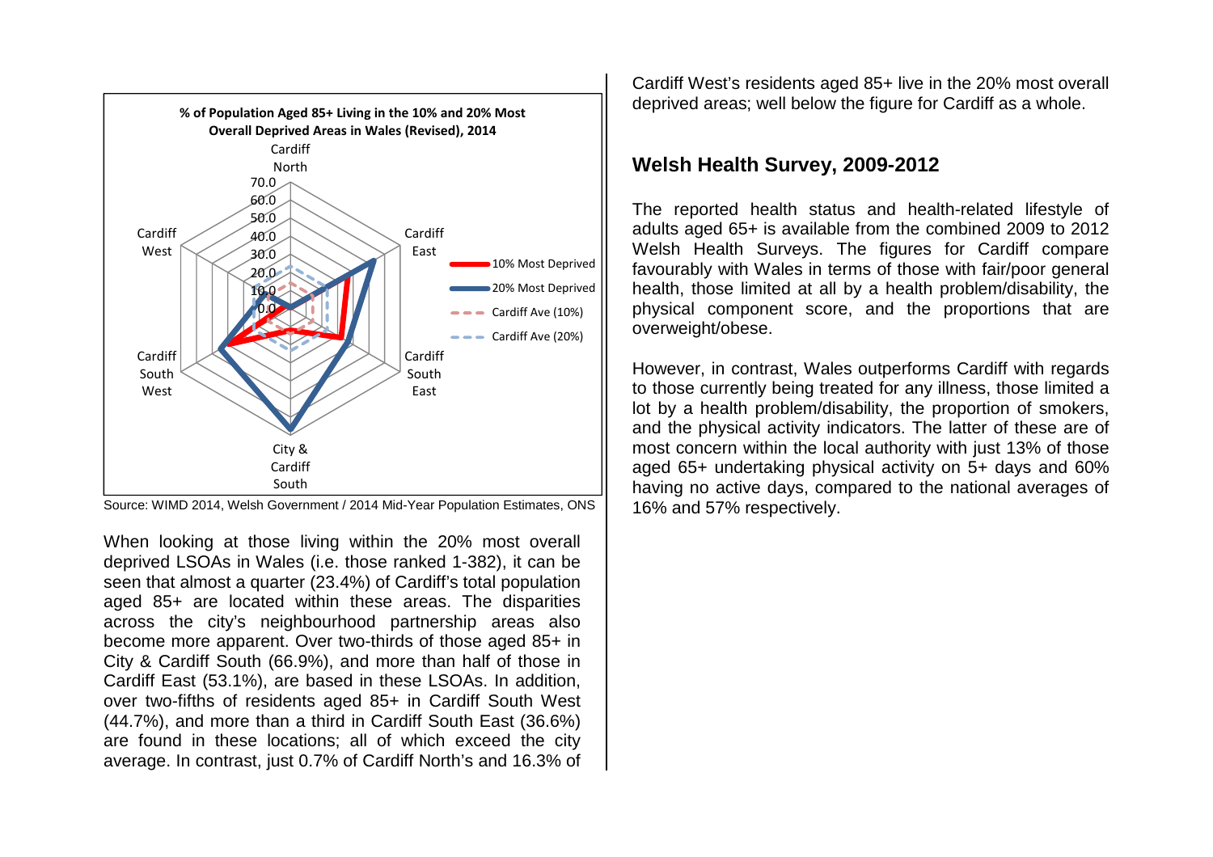**% of Population Aged 85+ Living in the 10% and 20% Most Overall Deprived Areas in Wales (Revised), 2014**

Source: WIMD 2014, Welsh Government / 2014 Mid-Year Population Estimates, ONS

When looking at those living within the 20% most overall deprived LSOAs in Wales (i.e. those ranked 1-382), it can be seen that almost a quarter (23.4%) of Cardiff's total population aged 85+ are located within these areas. The disparities across the city's neighbourhood partnership areas also become more apparent. Over two-thirds of those aged 85+ in City & Cardiff South (66.9%), and more than half of those in Cardiff East (53.1%), are based in these LSOAs. In addition, over two-fifths of residents aged 85+ in Cardiff South West (44.7%), and more than a third in Cardiff South East (36.6%) are found in these locations; all of which exceed the city average. In contrast, just 0.7% of Cardiff North's and 16.3% of Cardiff West's residents aged 85+ live in the 20% most overall deprived areas; well below the figure for Cardiff as a whole.

## Welsh Health Survey, 2009-2012

The reported health status and health-related lifestyle of adults aged 65+ is available from the combined 2009 to 2012 Welsh Health Surveys. The figures for Cardiff compare favourably with Wales in terms of those with fair/poor general health, those limited at all by a health problem/disability, the physical component score, and the proportions that are overweight/obese.

However, in contrast, Wales outperforms Cardiff with regards to those currently being treated for any illness, those limited a lot by a health problem/disability, the proportion of smokers, and the physical activity indicators. The latter of these are of most concern within the local authority with just 13% of those aged 65+ undertaking physical activity on 5+ days and 60% having no active days, compared to the national averages of 16% and 57% respectively.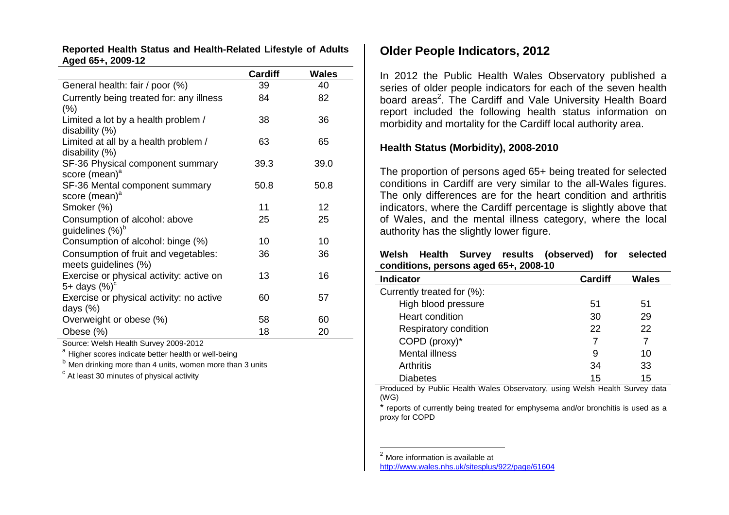**Reported Health Status and Health-Related Lifestyle of Adults Aged 65+, 2009-12**

| | Cardiff | Wales |
|---|---|---|
| General health: fair / poor (%) | 39 | 40 |
| Currently being treated for: any illness (%) | 84 | 82 |
| Limited a lot by a health problem / disability (%) | 38 | 36 |
| Limited at all by a health problem / disability (%) | 63 | 65 |
| SF-36 Physical component summary score (mean)[a] | 39.3 | 39.0 |
| SF-36 Mental component summary score (mean)[a] | 50.8 | 50.8 |
| Smoker (%) | 11 | 12 |
| Consumption of alcohol: above guidelines (%)[b] | 25 | 25 |
| Consumption of alcohol: binge (%) | 10 | 10 |
| Consumption of fruit and vegetables: meets guidelines (%) | 36 | 36 |
| Exercise or physical activity: active on 5+ days (%)[c] | 13 | 16 |
| Exercise or physical activity: no active days (%) | 60 | 57 |
| Overweight or obese (%) | 58 | 60 |
| Obese (%) | 18 | 20 |

Source: Welsh Health Survey 2009-2012

[a] Higher scores indicate better health or well-being

[b] Men drinking more than 4 units, women more than 3 units

[c] At least 30 minutes of physical activity

## Older People Indicators, 2012

In 2012 the Public Health Wales Observatory published a series of older people indicators for each of the seven health board areas[2]. The Cardiff and Vale University Health Board report included the following health status information on morbidity and mortality for the Cardiff local authority area.

### Health Status (Morbidity), 2008-2010

The proportion of persons aged 65+ being treated for selected conditions in Cardiff are very similar to the all-Wales figures. The only differences are for the heart condition and arthritis indicators, where the Cardiff percentage is slightly above that of Wales, and the mental illness category, where the local authority has the slightly lower figure.

**Welsh Health Survey results (observed) for selected conditions, persons aged 65+, 2008-10**

| Indicator | Cardiff | Wales |
|---|---|---|
| Currently treated for (%): | | |
| High blood pressure | 51 | 51 |
| Heart condition | 30 | 29 |
| Respiratory condition | 22 | 22 |
| COPD (proxy)* | 7 | 7 |
| Mental illness | 9 | 10 |
| Arthritis | 34 | 33 |
| Diabetes | 15 | 15 |

Produced by Public Health Wales Observatory, using Welsh Health Survey data (WG)

* reports of currently being treated for emphysema and/or bronchitis is used as a proxy for COPD

[2] More information is available at http://www.wales.nhs.uk/sitesplus/922/page/61604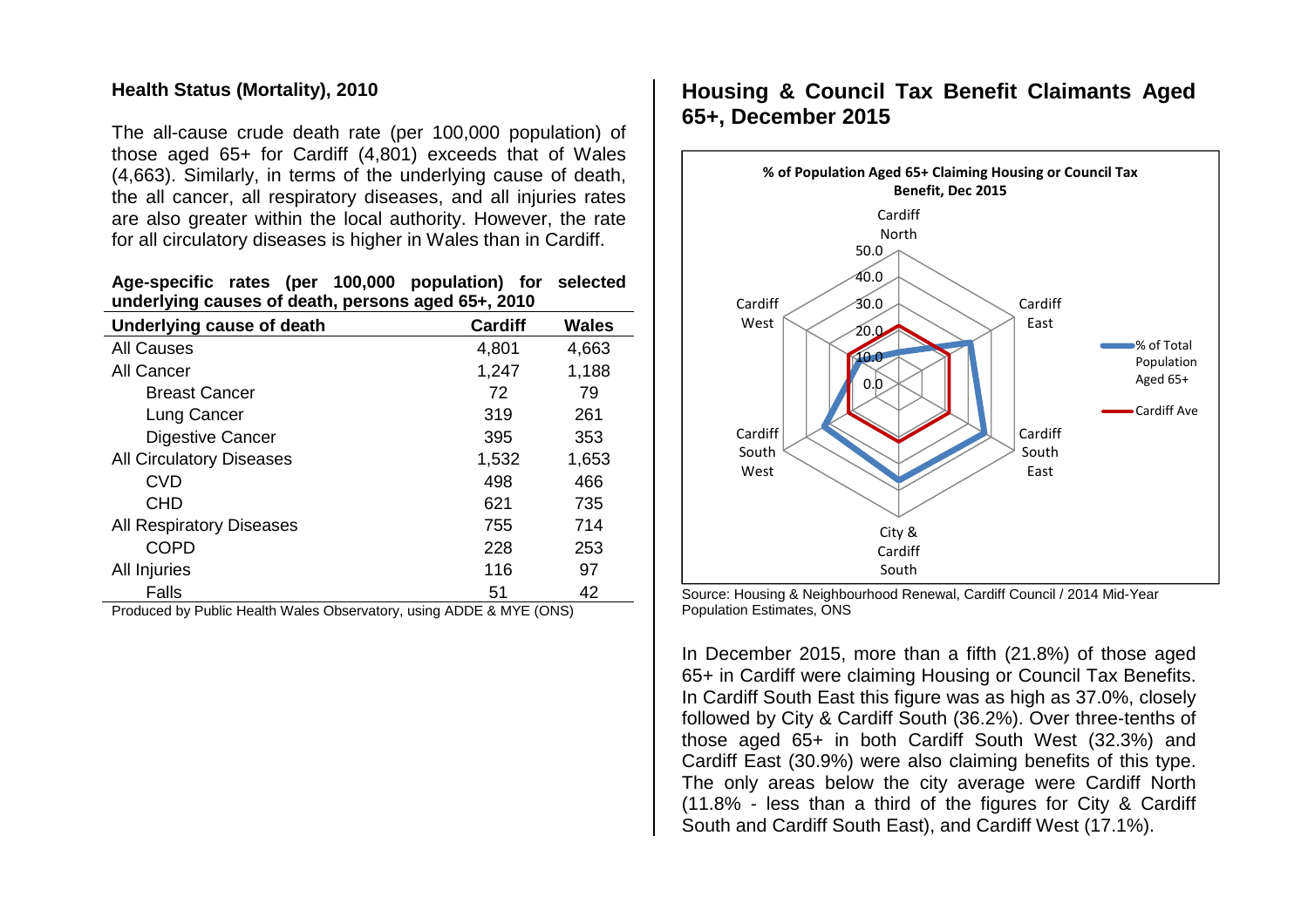### Health Status (Mortality), 2010

The all-cause crude death rate (per 100,000 population) of those aged 65+ for Cardiff (4,801) exceeds that of Wales (4,663). Similarly, in terms of the underlying cause of death, the all cancer, all respiratory diseases, and all injuries rates are also greater within the local authority. However, the rate for all circulatory diseases is higher in Wales than in Cardiff.

**Age-specific rates (per 100,000 population) for selected underlying causes of death, persons aged 65+, 2010**

| Underlying cause of death | Cardiff | Wales |
|---|---|---|
| All Causes | 4,801 | 4,663 |
| All Cancer | 1,247 | 1,188 |
| Breast Cancer | 72 | 79 |
| Lung Cancer | 319 | 261 |
| Digestive Cancer | 395 | 353 |
| All Circulatory Diseases | 1,532 | 1,653 |
| CVD | 498 | 466 |
| CHD | 621 | 735 |
| All Respiratory Diseases | 755 | 714 |
| COPD | 228 | 253 |
| All Injuries | 116 | 97 |
| Falls | 51 | 42 |

Produced by Public Health Wales Observatory, using ADDE & MYE (ONS)

### Housing & Council Tax Benefit Claimants Aged 65+, December 2015

**% of Population Aged 65+ Claiming Housing or Council Tax Benefit, Dec 2015**

Source: Housing & Neighbourhood Renewal, Cardiff Council / 2014 Mid-Year Population Estimates, ONS

In December 2015, more than a fifth (21.8%) of those aged 65+ in Cardiff were claiming Housing or Council Tax Benefits. In Cardiff South East this figure was as high as 37.0%, closely followed by City & Cardiff South (36.2%). Over three-tenths of those aged 65+ in both Cardiff South West (32.3%) and Cardiff East (30.9%) were also claiming benefits of this type. The only areas below the city average were Cardiff North (11.8% - less than a third of the figures for City & Cardiff South and Cardiff South East), and Cardiff West (17.1%).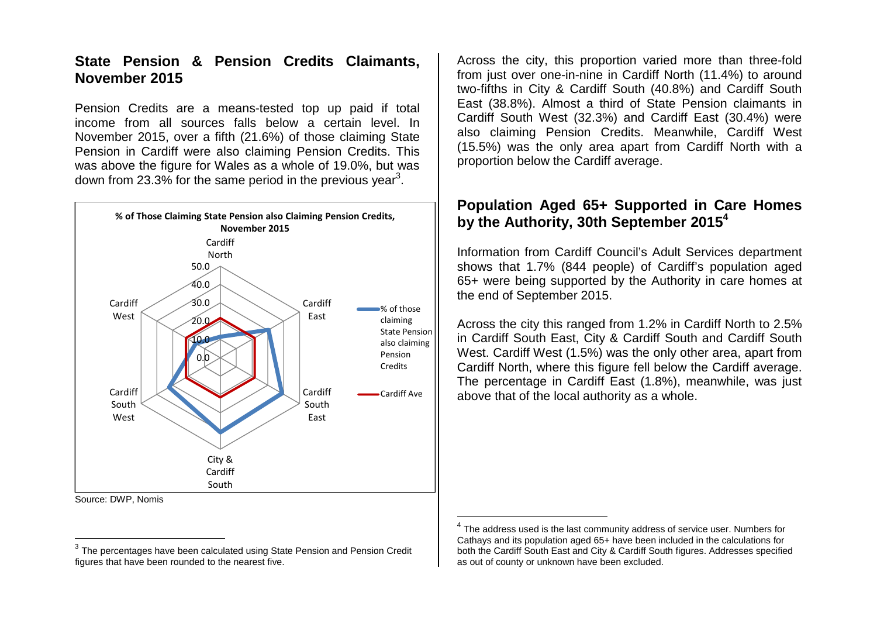## State Pension & Pension Credits Claimants, November 2015

Pension Credits are a means-tested top up paid if total income from all sources falls below a certain level. In November 2015, over a fifth (21.6%) of those claiming State Pension in Cardiff were also claiming Pension Credits. This was above the figure for Wales as a whole of 19.0%, but was down from 23.3% for the same period in the previous year[3].

**% of Those Claiming State Pension also Claiming Pension Credits, November 2015**

Source: DWP, Nomis

[3] The percentages have been calculated using State Pension and Pension Credit figures that have been rounded to the nearest five.

Across the city, this proportion varied more than three-fold from just over one-in-nine in Cardiff North (11.4%) to around two-fifths in City & Cardiff South (40.8%) and Cardiff South East (38.8%). Almost a third of State Pension claimants in Cardiff South West (32.3%) and Cardiff East (30.4%) were also claiming Pension Credits. Meanwhile, Cardiff West (15.5%) was the only area apart from Cardiff North with a proportion below the Cardiff average.

## Population Aged 65+ Supported in Care Homes by the Authority, 30th September 2015[4]

Information from Cardiff Council's Adult Services department shows that 1.7% (844 people) of Cardiff's population aged 65+ were being supported by the Authority in care homes at the end of September 2015.

Across the city this ranged from 1.2% in Cardiff North to 2.5% in Cardiff South East, City & Cardiff South and Cardiff South West. Cardiff West (1.5%) was the only other area, apart from Cardiff North, where this figure fell below the Cardiff average. The percentage in Cardiff East (1.8%), meanwhile, was just above that of the local authority as a whole.

[4] The address used is the last community address of service user. Numbers for Cathays and its population aged 65+ have been included in the calculations for both the Cardiff South East and City & Cardiff South figures. Addresses specified as out of county or unknown have been excluded.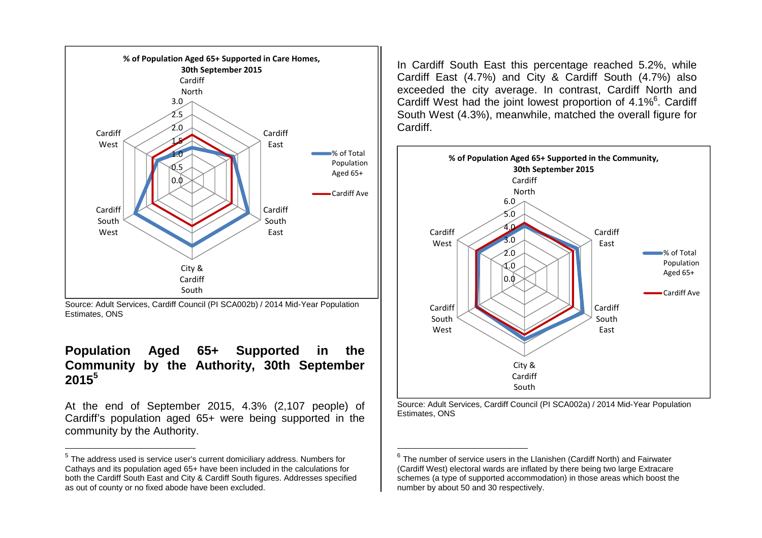**% of Population Aged 65+ Supported in Care Homes, 30th September 2015**

Source: Adult Services, Cardiff Council (PI SCA002b) / 2014 Mid-Year Population Estimates, ONS

## Population Aged 65+ Supported in the Community by the Authority, 30th September 2015[5]

At the end of September 2015, 4.3% (2,107 people) of Cardiff's population aged 65+ were being supported in the community by the Authority.

In Cardiff South East this percentage reached 5.2%, while Cardiff East (4.7%) and City & Cardiff South (4.7%) also exceeded the city average. In contrast, Cardiff North and Cardiff West had the joint lowest proportion of 4.1%[6]. Cardiff South West (4.3%), meanwhile, matched the overall figure for Cardiff.

**% of Population Aged 65+ Supported in the Community, 30th September 2015**

Source: Adult Services, Cardiff Council (PI SCA002a) / 2014 Mid-Year Population Estimates, ONS

---

[5] The address used is service user's current domiciliary address. Numbers for Cathays and its population aged 65+ have been included in the calculations for both the Cardiff South East and City & Cardiff South figures. Addresses specified as out of county or no fixed abode have been excluded.

[6] The number of service users in the Llanishen (Cardiff North) and Fairwater (Cardiff West) electoral wards are inflated by there being two large Extracare schemes (a type of supported accommodation) in those areas which boost the number by about 50 and 30 respectively.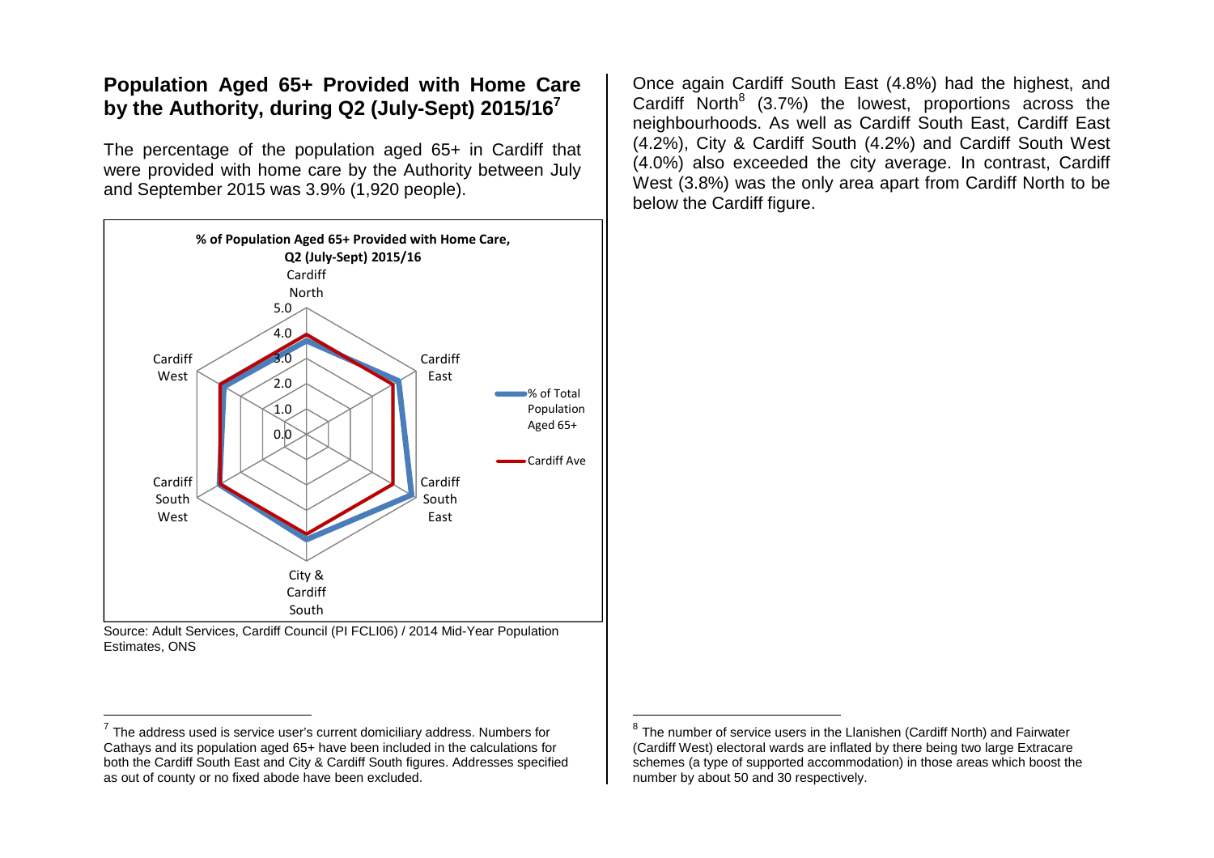## Population Aged 65+ Provided with Home Care by the Authority, during Q2 (July-Sept) 2015/16[7]

The percentage of the population aged 65+ in Cardiff that were provided with home care by the Authority between July and September 2015 was 3.9% (1,920 people).

% of Population Aged 65+ Provided with Home Care, Q2 (July-Sept) 2015/16

Cardiff North
Cardiff East
Cardiff South East
City & Cardiff South
Cardiff South West
Cardiff West

5.0
4.0
3.0
2.0
1.0
0.0

% of Total Population Aged 65+
Cardiff Ave

Source: Adult Services, Cardiff Council (PI FCLI06) / 2014 Mid-Year Population Estimates, ONS

Once again Cardiff South East (4.8%) had the highest, and Cardiff North[8] (3.7%) the lowest, proportions across the neighbourhoods. As well as Cardiff South East, Cardiff East (4.2%), City & Cardiff South (4.2%) and Cardiff South West (4.0%) also exceeded the city average. In contrast, Cardiff West (3.8%) was the only area apart from Cardiff North to be below the Cardiff figure.

---

[7] The address used is service user's current domiciliary address. Numbers for Cathays and its population aged 65+ have been included in the calculations for both the Cardiff South East and City & Cardiff South figures. Addresses specified as out of county or no fixed abode have been excluded.

[8] The number of service users in the Llanishen (Cardiff North) and Fairwater (Cardiff West) electoral wards are inflated by there being two large Extracare schemes (a type of supported accommodation) in those areas which boost the number by about 50 and 30 respectively.